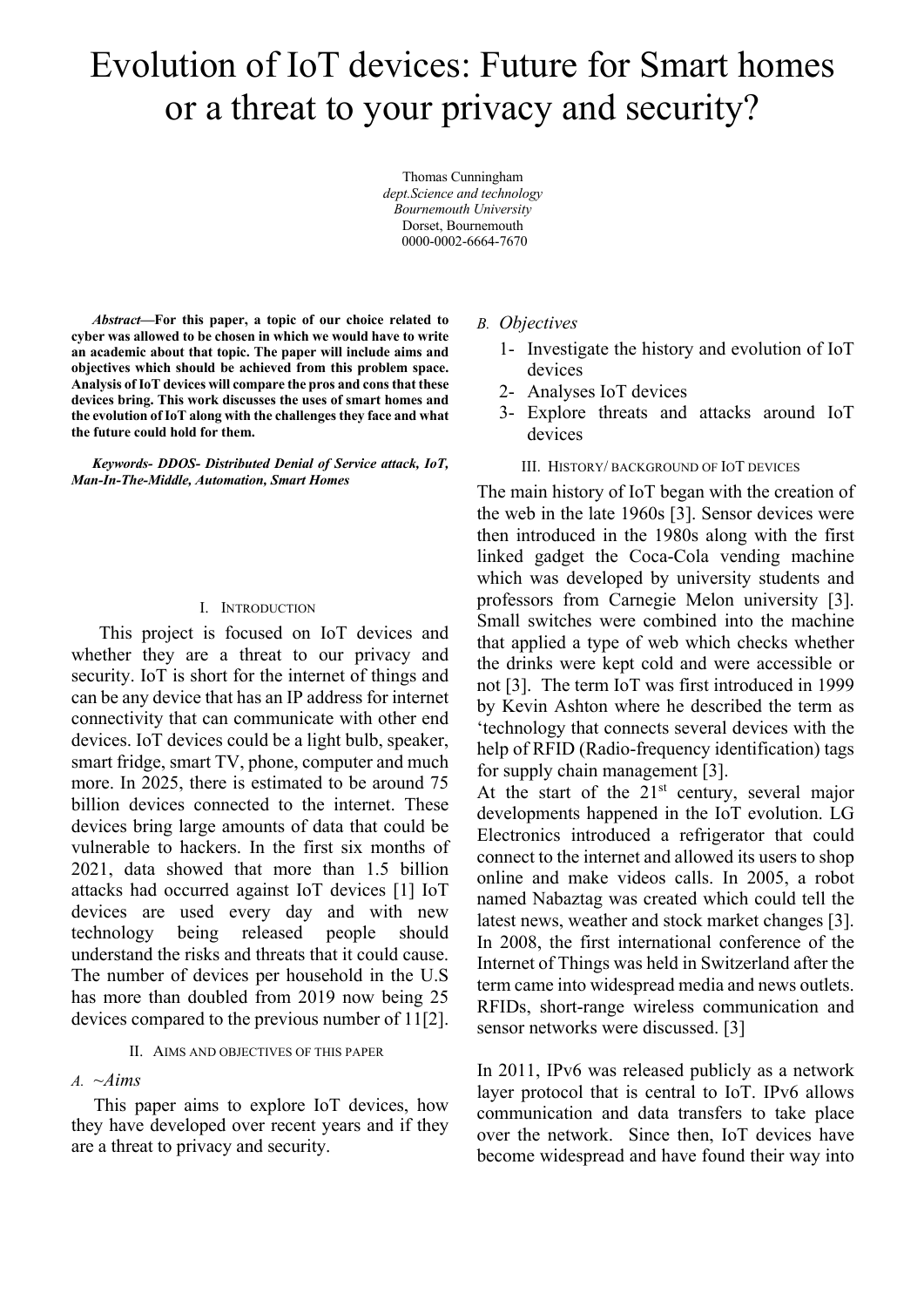# Evolution of IoT devices: Future for Smart homes or a threat to your privacy and security?

Thomas Cunningham
*dept.Science and technology*
*Bournemouth University*
Dorset, Bournemouth
0000-0002-6664-7670

***Abstract*—For this paper, a topic of our choice related to cyber was allowed to be chosen in which we would have to write an academic about that topic. The paper will include aims and objectives which should be achieved from this problem space. Analysis of IoT devices will compare the pros and cons that these devices bring. This work discusses the uses of smart homes and the evolution of IoT along with the challenges they face and what the future could hold for them.**

***Keywords- DDOS- Distributed Denial of Service attack, IoT, Man-In-The-Middle, Automation, Smart Homes***

## I. Introduction

This project is focused on IoT devices and whether they are a threat to our privacy and security. IoT is short for the internet of things and can be any device that has an IP address for internet connectivity that can communicate with other end devices. IoT devices could be a light bulb, speaker, smart fridge, smart TV, phone, computer and much more. In 2025, there is estimated to be around 75 billion devices connected to the internet. These devices bring large amounts of data that could be vulnerable to hackers. In the first six months of 2021, data showed that more than 1.5 billion attacks had occurred against IoT devices [1] IoT devices are used every day and with new technology being released people should understand the risks and threats that it could cause. The number of devices per household in the U.S has more than doubled from 2019 now being 25 devices compared to the previous number of 11[2].

## II. Aims and objectives of this paper

### *A. ~Aims*

This paper aims to explore IoT devices, how they have developed over recent years and if they are a threat to privacy and security.

### *B. Objectives*

1- Investigate the history and evolution of IoT devices
2- Analyses IoT devices
3- Explore threats and attacks around IoT devices

## III. History/ background of IoT devices

The main history of IoT began with the creation of the web in the late 1960s [3]. Sensor devices were then introduced in the 1980s along with the first linked gadget the Coca-Cola vending machine which was developed by university students and professors from Carnegie Melon university [3]. Small switches were combined into the machine that applied a type of web which checks whether the drinks were kept cold and were accessible or not [3]. The term IoT was first introduced in 1999 by Kevin Ashton where he described the term as 'technology that connects several devices with the help of RFID (Radio-frequency identification) tags for supply chain management [3].

At the start of the 21st century, several major developments happened in the IoT evolution. LG Electronics introduced a refrigerator that could connect to the internet and allowed its users to shop online and make videos calls. In 2005, a robot named Nabaztag was created which could tell the latest news, weather and stock market changes [3]. In 2008, the first international conference of the Internet of Things was held in Switzerland after the term came into widespread media and news outlets. RFIDs, short-range wireless communication and sensor networks were discussed. [3]

In 2011, IPv6 was released publicly as a network layer protocol that is central to IoT. IPv6 allows communication and data transfers to take place over the network. Since then, IoT devices have become widespread and have found their way into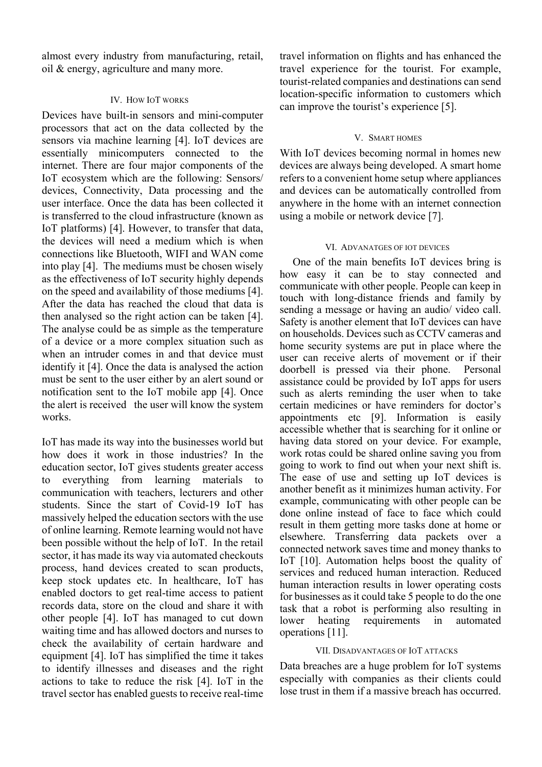almost every industry from manufacturing, retail, oil & energy, agriculture and many more.

## IV. How IoT works

Devices have built-in sensors and mini-computer processors that act on the data collected by the sensors via machine learning [4]. IoT devices are essentially minicomputers connected to the internet. There are four major components of the IoT ecosystem which are the following: Sensors/ devices, Connectivity, Data processing and the user interface. Once the data has been collected it is transferred to the cloud infrastructure (known as IoT platforms) [4]. However, to transfer that data, the devices will need a medium which is when connections like Bluetooth, WIFI and WAN come into play [4]. The mediums must be chosen wisely as the effectiveness of IoT security highly depends on the speed and availability of those mediums [4]. After the data has reached the cloud that data is then analysed so the right action can be taken [4]. The analyse could be as simple as the temperature of a device or a more complex situation such as when an intruder comes in and that device must identify it [4]. Once the data is analysed the action must be sent to the user either by an alert sound or notification sent to the IoT mobile app [4]. Once the alert is received the user will know the system works.

IoT has made its way into the businesses world but how does it work in those industries? In the education sector, IoT gives students greater access to everything from learning materials to communication with teachers, lecturers and other students. Since the start of Covid-19 IoT has massively helped the education sectors with the use of online learning. Remote learning would not have been possible without the help of IoT. In the retail sector, it has made its way via automated checkouts process, hand devices created to scan products, keep stock updates etc. In healthcare, IoT has enabled doctors to get real-time access to patient records data, store on the cloud and share it with other people [4]. IoT has managed to cut down waiting time and has allowed doctors and nurses to check the availability of certain hardware and equipment [4]. IoT has simplified the time it takes to identify illnesses and diseases and the right actions to take to reduce the risk [4]. IoT in the travel sector has enabled guests to receive real-time travel information on flights and has enhanced the travel experience for the tourist. For example, tourist-related companies and destinations can send location-specific information to customers which can improve the tourist's experience [5].

## V. Smart homes

With IoT devices becoming normal in homes new devices are always being developed. A smart home refers to a convenient home setup where appliances and devices can be automatically controlled from anywhere in the home with an internet connection using a mobile or network device [7].

## VI. Advanatges of IoT devices

One of the main benefits IoT devices bring is how easy it can be to stay connected and communicate with other people. People can keep in touch with long-distance friends and family by sending a message or having an audio/ video call. Safety is another element that IoT devices can have on households. Devices such as CCTV cameras and home security systems are put in place where the user can receive alerts of movement or if their doorbell is pressed via their phone. Personal assistance could be provided by IoT apps for users such as alerts reminding the user when to take certain medicines or have reminders for doctor's appointments etc [9]. Information is easily accessible whether that is searching for it online or having data stored on your device. For example, work rotas could be shared online saving you from going to work to find out when your next shift is. The ease of use and setting up IoT devices is another benefit as it minimizes human activity. For example, communicating with other people can be done online instead of face to face which could result in them getting more tasks done at home or elsewhere. Transferring data packets over a connected network saves time and money thanks to IoT [10]. Automation helps boost the quality of services and reduced human interaction. Reduced human interaction results in lower operating costs for businesses as it could take 5 people to do the one task that a robot is performing also resulting in lower heating requirements in automated operations [11].

## VII. Disadvantages of IoT attacks

Data breaches are a huge problem for IoT systems especially with companies as their clients could lose trust in them if a massive breach has occurred.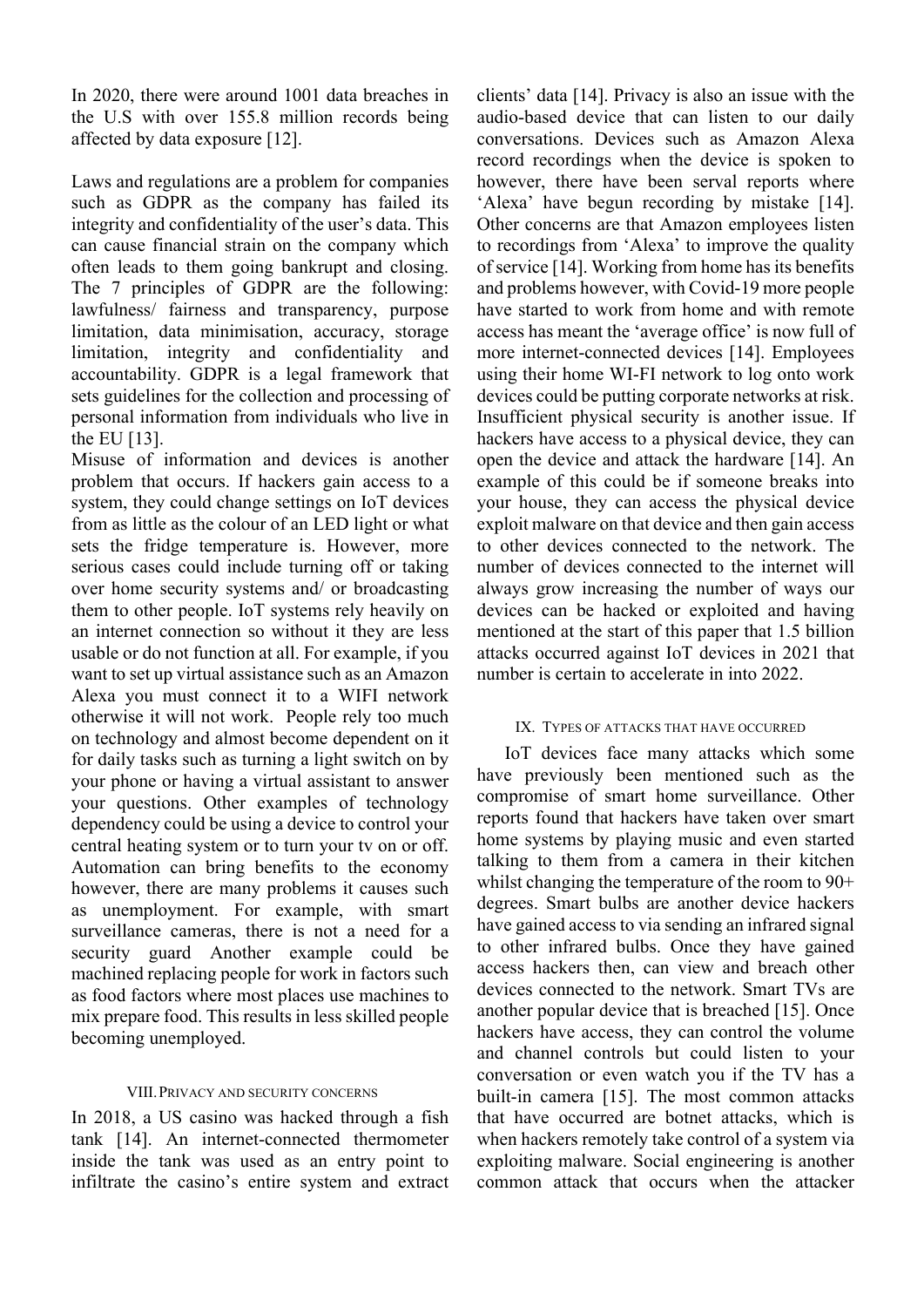In 2020, there were around 1001 data breaches in the U.S with over 155.8 million records being affected by data exposure [12].

Laws and regulations are a problem for companies such as GDPR as the company has failed its integrity and confidentiality of the user's data. This can cause financial strain on the company which often leads to them going bankrupt and closing. The 7 principles of GDPR are the following: lawfulness/ fairness and transparency, purpose limitation, data minimisation, accuracy, storage limitation, integrity and confidentiality and accountability. GDPR is a legal framework that sets guidelines for the collection and processing of personal information from individuals who live in the EU [13].

Misuse of information and devices is another problem that occurs. If hackers gain access to a system, they could change settings on IoT devices from as little as the colour of an LED light or what sets the fridge temperature is. However, more serious cases could include turning off or taking over home security systems and/ or broadcasting them to other people. IoT systems rely heavily on an internet connection so without it they are less usable or do not function at all. For example, if you want to set up virtual assistance such as an Amazon Alexa you must connect it to a WIFI network otherwise it will not work. People rely too much on technology and almost become dependent on it for daily tasks such as turning a light switch on by your phone or having a virtual assistant to answer your questions. Other examples of technology dependency could be using a device to control your central heating system or to turn your tv on or off. Automation can bring benefits to the economy however, there are many problems it causes such as unemployment. For example, with smart surveillance cameras, there is not a need for a security guard Another example could be machined replacing people for work in factors such as food factors where most places use machines to mix prepare food. This results in less skilled people becoming unemployed.

## VIII. Privacy and Security Concerns

In 2018, a US casino was hacked through a fish tank [14]. An internet-connected thermometer inside the tank was used as an entry point to infiltrate the casino's entire system and extract clients' data [14]. Privacy is also an issue with the audio-based device that can listen to our daily conversations. Devices such as Amazon Alexa record recordings when the device is spoken to however, there have been serval reports where 'Alexa' have begun recording by mistake [14]. Other concerns are that Amazon employees listen to recordings from 'Alexa' to improve the quality of service [14]. Working from home has its benefits and problems however, with Covid-19 more people have started to work from home and with remote access has meant the 'average office' is now full of more internet-connected devices [14]. Employees using their home WI-FI network to log onto work devices could be putting corporate networks at risk. Insufficient physical security is another issue. If hackers have access to a physical device, they can open the device and attack the hardware [14]. An example of this could be if someone breaks into your house, they can access the physical device exploit malware on that device and then gain access to other devices connected to the network. The number of devices connected to the internet will always grow increasing the number of ways our devices can be hacked or exploited and having mentioned at the start of this paper that 1.5 billion attacks occurred against IoT devices in 2021 that number is certain to accelerate in into 2022.

## IX. Types of Attacks That Have Occurred

IoT devices face many attacks which some have previously been mentioned such as the compromise of smart home surveillance. Other reports found that hackers have taken over smart home systems by playing music and even started talking to them from a camera in their kitchen whilst changing the temperature of the room to 90+ degrees. Smart bulbs are another device hackers have gained access to via sending an infrared signal to other infrared bulbs. Once they have gained access hackers then, can view and breach other devices connected to the network. Smart TVs are another popular device that is breached [15]. Once hackers have access, they can control the volume and channel controls but could listen to your conversation or even watch you if the TV has a built-in camera [15]. The most common attacks that have occurred are botnet attacks, which is when hackers remotely take control of a system via exploiting malware. Social engineering is another common attack that occurs when the attacker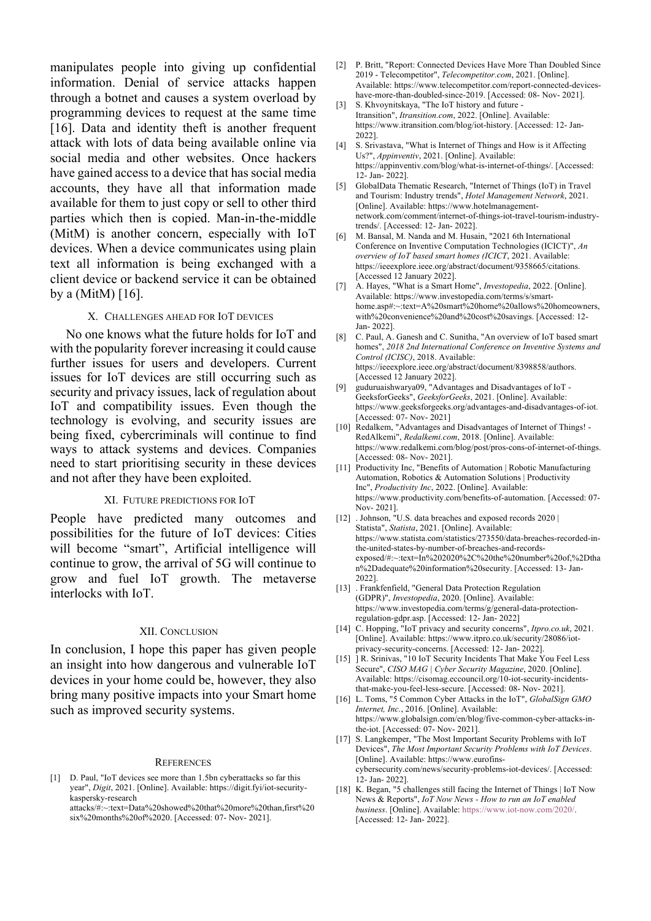manipulates people into giving up confidential information. Denial of service attacks happen through a botnet and causes a system overload by programming devices to request at the same time [16]. Data and identity theft is another frequent attack with lots of data being available online via social media and other websites. Once hackers have gained access to a device that has social media accounts, they have all that information made available for them to just copy or sell to other third parties which then is copied. Man-in-the-middle (MitM) is another concern, especially with IoT devices. When a device communicates using plain text all information is being exchanged with a client device or backend service it can be obtained by a (MitM) [16].

## X. Challenges Ahead for IoT Devices

No one knows what the future holds for IoT and with the popularity forever increasing it could cause further issues for users and developers. Current issues for IoT devices are still occurring such as security and privacy issues, lack of regulation about IoT and compatibility issues. Even though the technology is evolving, and security issues are being fixed, cybercriminals will continue to find ways to attack systems and devices. Companies need to start prioritising security in these devices and not after they have been exploited.

## XI. Future Predictions for IoT

People have predicted many outcomes and possibilities for the future of IoT devices: Cities will become "smart", Artificial intelligence will continue to grow, the arrival of 5G will continue to grow and fuel IoT growth. The metaverse interlocks with IoT.

## XII. Conclusion

In conclusion, I hope this paper has given people an insight into how dangerous and vulnerable IoT devices in your home could be, however, they also bring many positive impacts into your Smart home such as improved security systems.

## References

[1] D. Paul, "IoT devices see more than 1.5bn cyberattacks so far this year", *Digit*, 2021. [Online]. Available: https://digit.fyi/iot-security-kaspersky-research attacks/#:~:text=Data%20showed%20that%20more%20than,first%20six%20months%20of%2020. [Accessed: 07- Nov- 2021].

[2] P. Britt, "Report: Connected Devices Have More Than Doubled Since 2019 - Telecompetitor", *Telecompetitor.com*, 2021. [Online]. Available: https://www.telecompetitor.com/report-connected-devices-have-more-than-doubled-since-2019. [Accessed: 08- Nov- 2021].

[3] S. Khvoynitskaya, "The IoT history and future - Itransition", *Itransition.com*, 2022. [Online]. Available: https://www.itransition.com/blog/iot-history. [Accessed: 12- Jan- 2022].

[4] S. Srivastava, "What is Internet of Things and How is it Affecting Us?", *Appinventiv*, 2021. [Online]. Available: https://appinventiv.com/blog/what-is-internet-of-things/. [Accessed: 12- Jan- 2022].

[5] GlobalData Thematic Research, "Internet of Things (IoT) in Travel and Tourism: Industry trends", *Hotel Management Network*, 2021. [Online]. Available: https://www.hotelmanagement-network.com/comment/internet-of-things-iot-travel-tourism-industry-trends/. [Accessed: 12- Jan- 2022].

[6] M. Bansal, M. Nanda and M. Husain, "2021 6th International Conference on Inventive Computation Technologies (ICICT)", *An overview of IoT based smart homes (ICICT*, 2021. Available: https://ieeexplore.ieee.org/abstract/document/9358665/citations. [Accessed 12 January 2022].

[7] A. Hayes, "What is a Smart Home", *Investopedia*, 2022. [Online]. Available: https://www.investopedia.com/terms/s/smart-home.asp#:~:text=A%20smart%20home%20allows%20homeowners,with%20convenience%20and%20cost%20savings. [Accessed: 12- Jan- 2022].

[8] C. Paul, A. Ganesh and C. Sunitha, "An overview of IoT based smart homes", *2018 2nd International Conference on Inventive Systems and Control (ICISC)*, 2018. Available: https://ieeexplore.ieee.org/abstract/document/8398858/authors. [Accessed 12 January 2022].

[9] guduruaishwarya09, "Advantages and Disadvantages of IoT - GeeksforGeeks", *GeeksforGeeks*, 2021. [Online]. Available: https://www.geeksforgeeks.org/advantages-and-disadvantages-of-iot. [Accessed: 07- Nov- 2021]

[10] Redalkem, "Advantages and Disadvantages of Internet of Things! - RedAlkemi", *Redalkemi.com*, 2018. [Online]. Available: https://www.redalkemi.com/blog/post/pros-cons-of-internet-of-things. [Accessed: 08- Nov- 2021].

[11] Productivity Inc, "Benefits of Automation | Robotic Manufacturing Automation, Robotics & Automation Solutions | Productivity Inc", *Productivity Inc*, 2022. [Online]. Available: https://www.productivity.com/benefits-of-automation. [Accessed: 07- Nov- 2021].

[12] . Johnson, "U.S. data breaches and exposed records 2020 | Statista", *Statista*, 2021. [Online]. Available: https://www.statista.com/statistics/273550/data-breaches-recorded-in-the-united-states-by-number-of-breaches-and-records-exposed/#:~:text=In%202020%2C%20the%20number%20of,%2Dthan%2Dadequate%20information%20security. [Accessed: 13- Jan- 2022].

[13] . Frankfenfield, "General Data Protection Regulation (GDPR)", *Investopedia*, 2020. [Online]. Available: https://www.investopedia.com/terms/g/general-data-protection-regulation-gdpr.asp. [Accessed: 12- Jan- 2022]

[14] C. Hopping, "IoT privacy and security concerns", *Itpro.co.uk*, 2021. [Online]. Available: https://www.itpro.co.uk/security/28086/iot-privacy-security-concerns. [Accessed: 12- Jan- 2022].

[15] ] R. Srinivas, "10 IoT Security Incidents That Make You Feel Less Secure", *CISO MAG | Cyber Security Magazine*, 2020. [Online]. Available: https://cisomag.eccouncil.org/10-iot-security-incidents-that-make-you-feel-less-secure. [Accessed: 08- Nov- 2021].

[16] L. Toms, "5 Common Cyber Attacks in the IoT", *GlobalSign GMO Internet, Inc.*, 2016. [Online]. Available: https://www.globalsign.com/en/blog/five-common-cyber-attacks-in-the-iot. [Accessed: 07- Nov- 2021].

[17] S. Langkemper, "The Most Important Security Problems with IoT Devices", *The Most Important Security Problems with IoT Devices*. [Online]. Available: https://www.eurofins-cybersecurity.com/news/security-problems-iot-devices/. [Accessed: 12- Jan- 2022].

[18] K. Began, "5 challenges still facing the Internet of Things | IoT Now News & Reports", *IoT Now News - How to run an IoT enabled business*. [Online]. Available: https://www.iot-now.com/2020/. [Accessed: 12- Jan- 2022].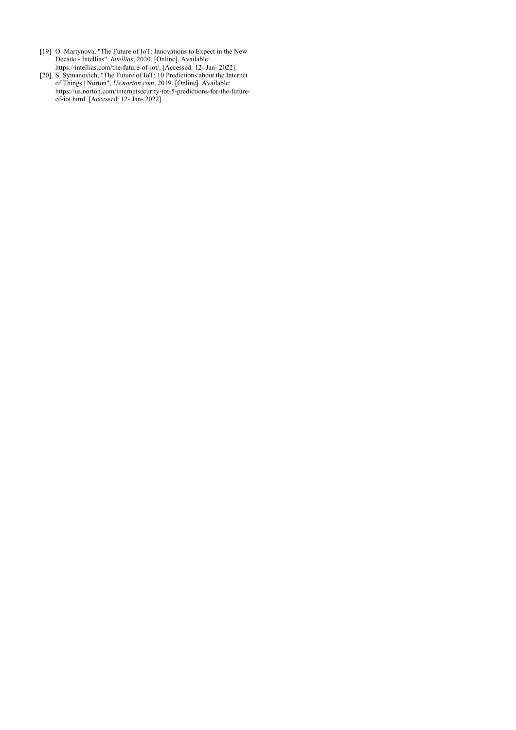[19] O. Martynova, "The Future of IoT: Innovations to Expect in the New Decade - Intellias", *Intellias*, 2020. [Online]. Available: https://intellias.com/the-future-of-iot/. [Accessed: 12- Jan- 2022].

[20] S. Symanovich, "The Future of IoT: 10 Predictions about the Internet of Things | Norton", *Us.norton.com*, 2019. [Online]. Available: https://us.norton.com/internetsecurity-iot-5-predictions-for-the-future-of-iot.html. [Accessed: 12- Jan- 2022].